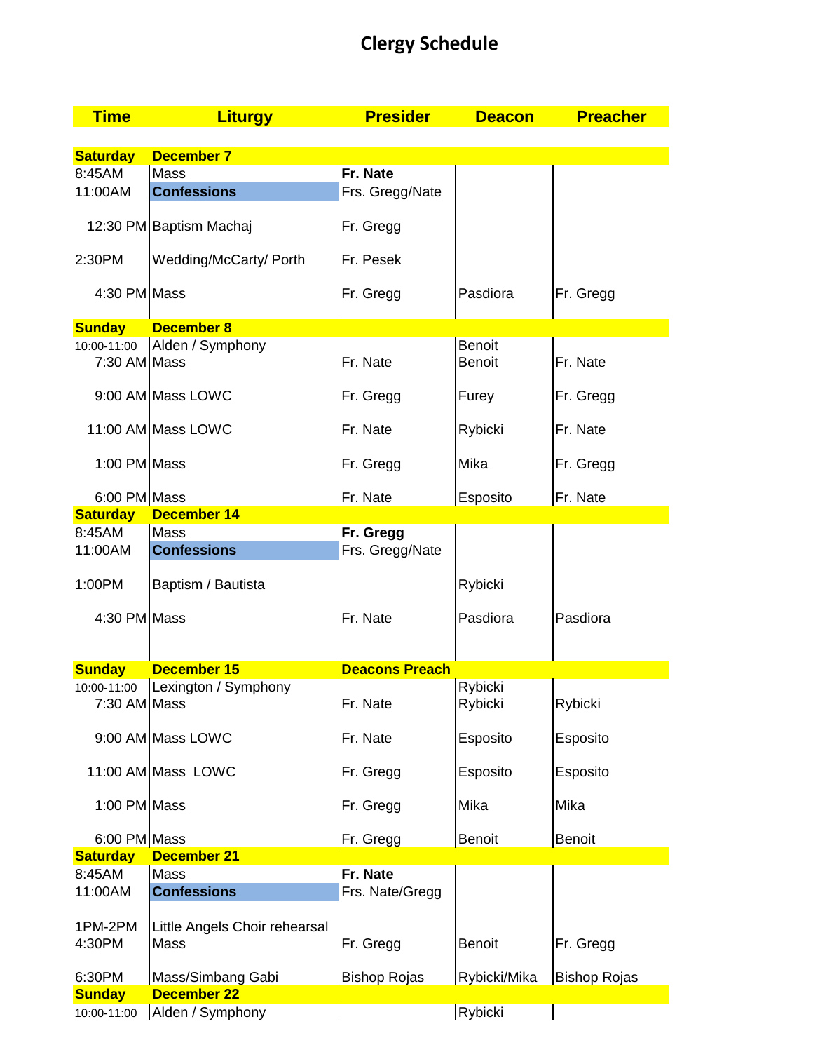# Clergy Schedule

| Time | Liturgy | Presider | Deacon | Preacher |
|---|---|---|---|---|
| **Saturday** | **December 7** | | | |
| 8:45AM | Mass | **Fr. Nate** | | |
| 11:00AM | **Confessions** | Frs. Gregg/Nate | | |
| 12:30 PM | Baptism Machaj | Fr. Gregg | | |
| 2:30PM | Wedding/McCarty/ Porth | Fr. Pesek | | |
| 4:30 PM | Mass | Fr. Gregg | Pasdiora | Fr. Gregg |
| **Sunday** | **December 8** | | | |
| 10:00-11:00 | Alden / Symphony | | Benoit | |
| 7:30 AM | Mass | Fr. Nate | Benoit | Fr. Nate |
| 9:00 AM | Mass LOWC | Fr. Gregg | Furey | Fr. Gregg |
| 11:00 AM | Mass LOWC | Fr. Nate | Rybicki | Fr. Nate |
| 1:00 PM | Mass | Fr. Gregg | Mika | Fr. Gregg |
| 6:00 PM | Mass | Fr. Nate | Esposito | Fr. Nate |
| **Saturday** | **December 14** | | | |
| 8:45AM | Mass | **Fr. Gregg** | | |
| 11:00AM | **Confessions** | Frs. Gregg/Nate | | |
| 1:00PM | Baptism / Bautista | | Rybicki | |
| 4:30 PM | Mass | Fr. Nate | Pasdiora | Pasdiora |
| **Sunday** | **December 15** | **Deacons Preach** | | |
| 10:00-11:00 | Lexington / Symphony | | Rybicki | |
| 7:30 AM | Mass | Fr. Nate | Rybicki | Rybicki |
| 9:00 AM | Mass LOWC | Fr. Nate | Esposito | Esposito |
| 11:00 AM | Mass LOWC | Fr. Gregg | Esposito | Esposito |
| 1:00 PM | Mass | Fr. Gregg | Mika | Mika |
| 6:00 PM | Mass | Fr. Gregg | Benoit | Benoit |
| **Saturday** | **December 21** | | | |
| 8:45AM | Mass | **Fr. Nate** | | |
| 11:00AM | **Confessions** | Frs. Nate/Gregg | | |
| 1PM-2PM | Little Angels Choir rehearsal | | | |
| 4:30PM | Mass | Fr. Gregg | Benoit | Fr. Gregg |
| 6:30PM | Mass/Simbang Gabi | Bishop Rojas | Rybicki/Mika | Bishop Rojas |
| **Sunday** | **December 22** | | | |
| 10:00-11:00 | Alden / Symphony | | Rybicki | |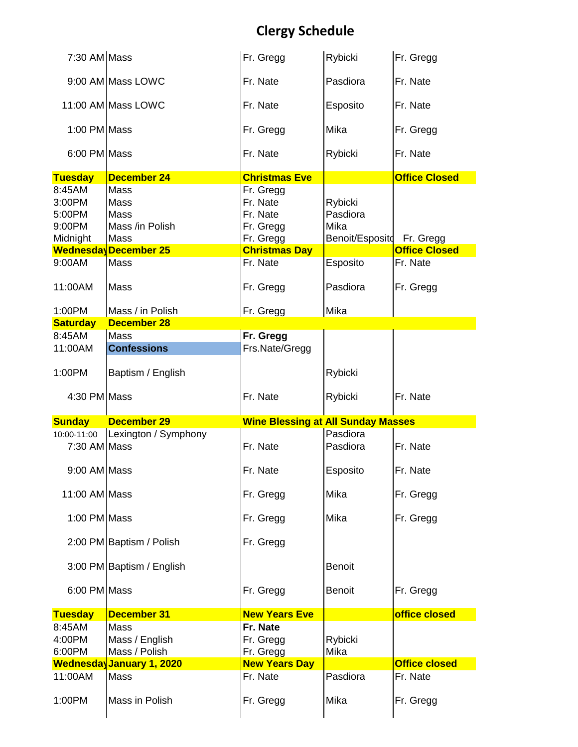# Clergy Schedule

| | | | | |
|---|---|---|---|---|
| 7:30 AM | Mass | Fr. Gregg | Rybicki | Fr. Gregg |
| 9:00 AM | Mass LOWC | Fr. Nate | Pasdiora | Fr. Nate |
| 11:00 AM | Mass LOWC | Fr. Nate | Esposito | Fr. Nate |
| 1:00 PM | Mass | Fr. Gregg | Mika | Fr. Gregg |
| 6:00 PM | Mass | Fr. Nate | Rybicki | Fr. Nate |
| **Tuesday** | **December 24** | **Christmas Eve** | | **Office Closed** |
| 8:45AM | Mass | Fr. Gregg | | |
| 3:00PM | Mass | Fr. Nate | Rybicki | |
| 5:00PM | Mass | Fr. Nate | Pasdiora | |
| 9:00PM | Mass /in Polish | Fr. Gregg | Mika | |
| Midnight | Mass | Fr. Gregg | Benoit/Esposito | Fr. Gregg |
| **Wednesday** | **December 25** | **Christmas Day** | | **Office Closed** |
| 9:00AM | Mass | Fr. Nate | Esposito | Fr. Nate |
| 11:00AM | Mass | Fr. Gregg | Pasdiora | Fr. Gregg |
| 1:00PM | Mass / in Polish | Fr. Gregg | Mika | |
| **Saturday** | **December 28** | | | |
| 8:45AM | Mass | **Fr. Gregg** | | |
| 11:00AM | **Confessions** | Frs.Nate/Gregg | | |
| 1:00PM | Baptism / English | | Rybicki | |
| 4:30 PM | Mass | Fr. Nate | Rybicki | Fr. Nate |
| **Sunday** | **December 29** | **Wine Blessing at All Sunday Masses** | | |
| 10:00-11:00 | Lexington / Symphony | | Pasdiora | |
| 7:30 AM | Mass | Fr. Nate | Pasdiora | Fr. Nate |
| 9:00 AM | Mass | Fr. Nate | Esposito | Fr. Nate |
| 11:00 AM | Mass | Fr. Gregg | Mika | Fr. Gregg |
| 1:00 PM | Mass | Fr. Gregg | Mika | Fr. Gregg |
| 2:00 PM | Baptism / Polish | Fr. Gregg | | |
| 3:00 PM | Baptism / English | | Benoit | |
| 6:00 PM | Mass | Fr. Gregg | Benoit | Fr. Gregg |
| **Tuesday** | **December 31** | **New Years Eve** | | **office closed** |
| 8:45AM | Mass | **Fr. Nate** | | |
| 4:00PM | Mass / English | Fr. Gregg | Rybicki | |
| 6:00PM | Mass / Polish | Fr. Gregg | Mika | |
| **Wednesday** | **January 1, 2020** | **New Years Day** | | **Office closed** |
| 11:00AM | Mass | Fr. Nate | Pasdiora | Fr. Nate |
| 1:00PM | Mass in Polish | Fr. Gregg | Mika | Fr. Gregg |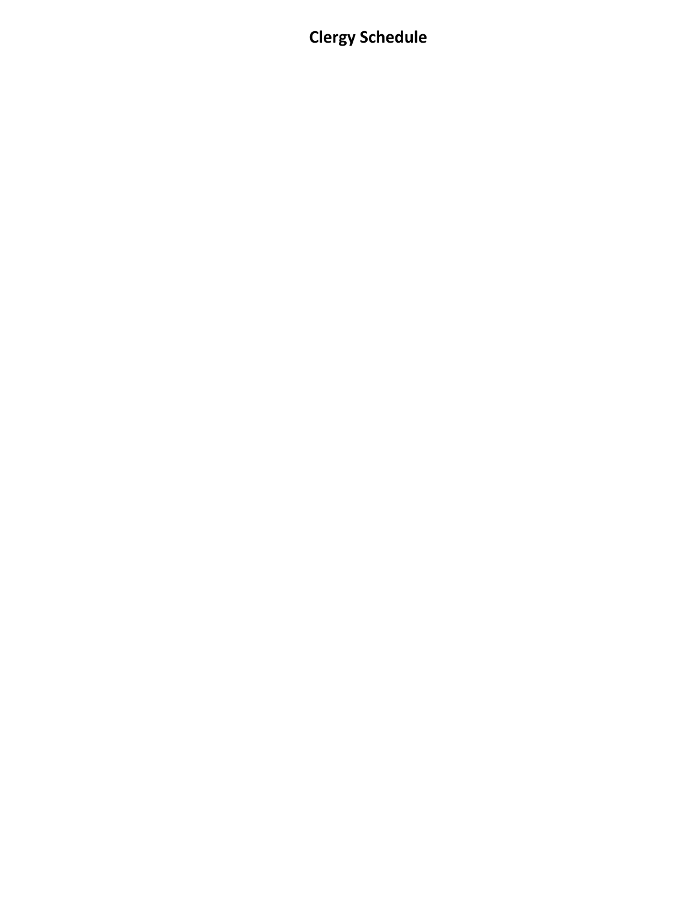**Clergy Schedule**